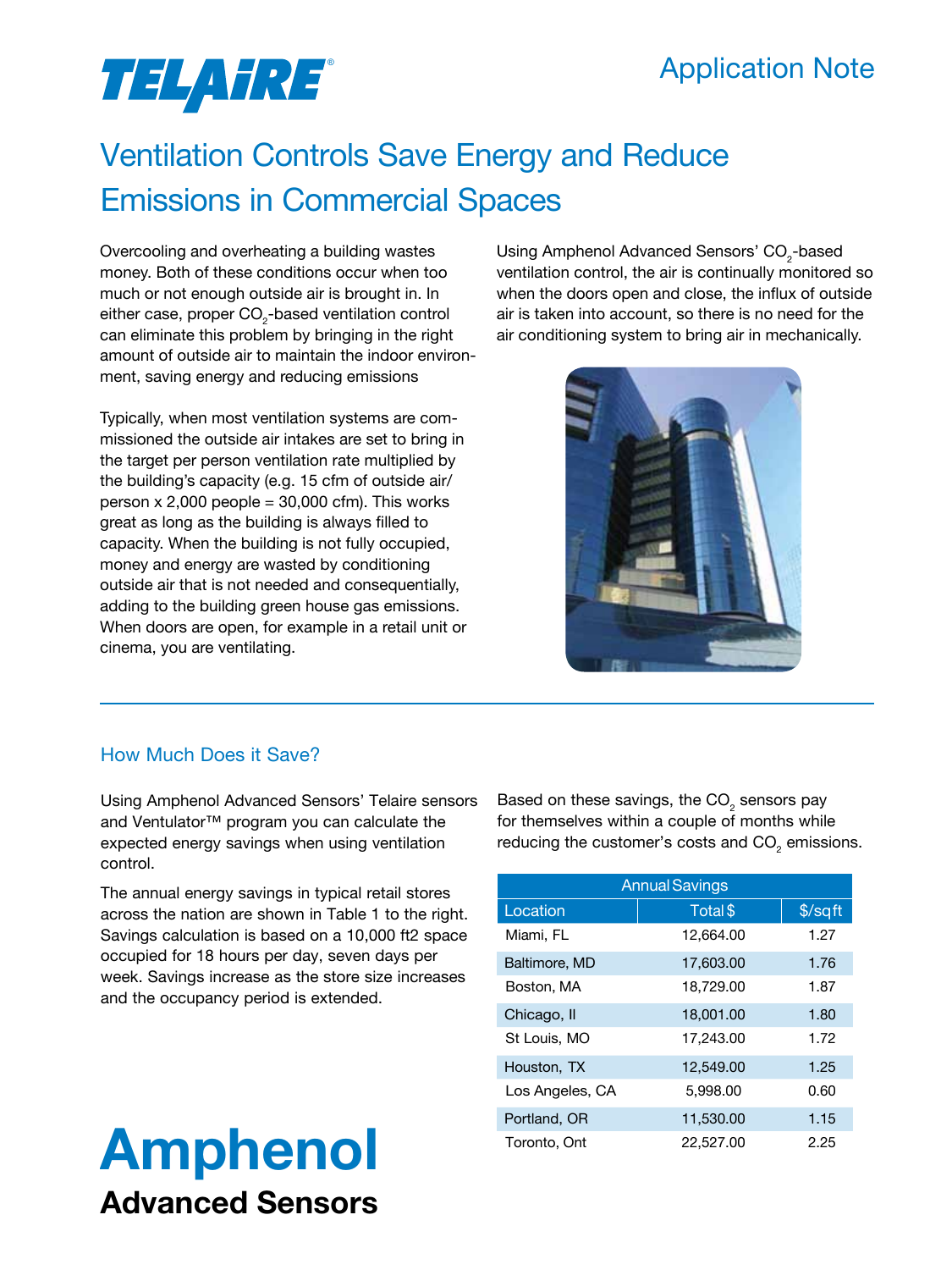TELAIRE®

Application Note

# Ventilation Controls Save Energy and Reduce Emissions in Commercial Spaces

Overcooling and overheating a building wastes money. Both of these conditions occur when too much or not enough outside air is brought in. In either case, proper $CO_2$-based ventilation control can eliminate this problem by bringing in the right amount of outside air to maintain the indoor environment, saving energy and reducing emissions

Typically, when most ventilation systems are commissioned the outside air intakes are set to bring in the target per person ventilation rate multiplied by the building's capacity (e.g. 15 cfm of outside air/person x 2,000 people = 30,000 cfm). This works great as long as the building is always filled to capacity. When the building is not fully occupied, money and energy are wasted by conditioning outside air that is not needed and consequentially, adding to the building green house gas emissions. When doors are open, for example in a retail unit or cinema, you are ventilating.

Using Amphenol Advanced Sensors' $CO_2$-based ventilation control, the air is continually monitored so when the doors open and close, the influx of outside air is taken into account, so there is no need for the air conditioning system to bring air in mechanically.

## How Much Does it Save?

Using Amphenol Advanced Sensors' Telaire sensors and Ventulator™ program you can calculate the expected energy savings when using ventilation control.

The annual energy savings in typical retail stores across the nation are shown in Table 1 to the right. Savings calculation is based on a 10,000 ft2 space occupied for 18 hours per day, seven days per week. Savings increase as the store size increases and the occupancy period is extended.

Based on these savings, the $CO_2$ sensors pay for themselves within a couple of months while reducing the customer's costs and $CO_2$ emissions.

| Annual Savings | | |
|---|---|---|
| Location | Total $ | $/sqft |
| Miami, FL | 12,664.00 | 1.27 |
| Baltimore, MD | 17,603.00 | 1.76 |
| Boston, MA | 18,729.00 | 1.87 |
| Chicago, Il | 18,001.00 | 1.80 |
| St Louis, MO | 17,243.00 | 1.72 |
| Houston, TX | 12,549.00 | 1.25 |
| Los Angeles, CA | 5,998.00 | 0.60 |
| Portland, OR | 11,530.00 | 1.15 |
| Toronto, Ont | 22,527.00 | 2.25 |

**Amphenol**

**Advanced Sensors**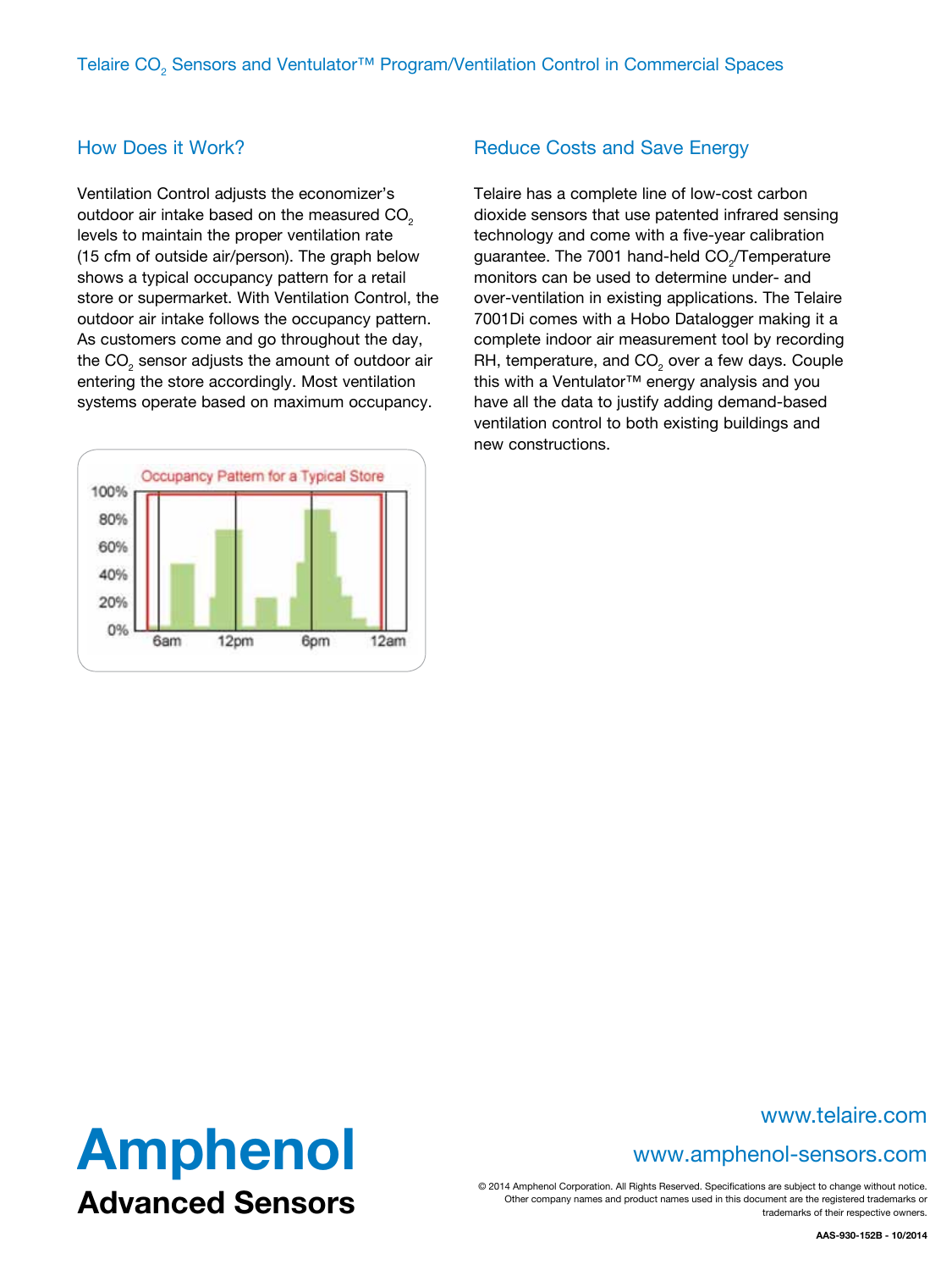## How Does it Work?

Ventilation Control adjusts the economizer's outdoor air intake based on the measured $CO_2$ levels to maintain the proper ventilation rate (15 cfm of outside air/person). The graph below shows a typical occupancy pattern for a retail store or supermarket. With Ventilation Control, the outdoor air intake follows the occupancy pattern. As customers come and go throughout the day, the $CO_2$ sensor adjusts the amount of outdoor air entering the store accordingly. Most ventilation systems operate based on maximum occupancy.

Occupancy Pattern for a Typical Store

100%
80%
60%
40%
20%
0%
6am
12pm
6pm
12am

## Reduce Costs and Save Energy

Telaire has a complete line of low-cost carbon dioxide sensors that use patented infrared sensing technology and come with a five-year calibration guarantee. The 7001 hand-held $CO_2$/Temperature monitors can be used to determine under- and over-ventilation in existing applications. The Telaire 7001Di comes with a Hobo Datalogger making it a complete indoor air measurement tool by recording RH, temperature, and $CO_2$ over a few days. Couple this with a Ventulator™ energy analysis and you have all the data to justify adding demand-based ventilation control to both existing buildings and new constructions.

**Amphenol**
**Advanced Sensors**

www.telaire.com

www.amphenol-sensors.com

© 2014 Amphenol Corporation. All Rights Reserved. Specifications are subject to change without notice. Other company names and product names used in this document are the registered trademarks or trademarks of their respective owners.

AAS-930-152B - 10/2014